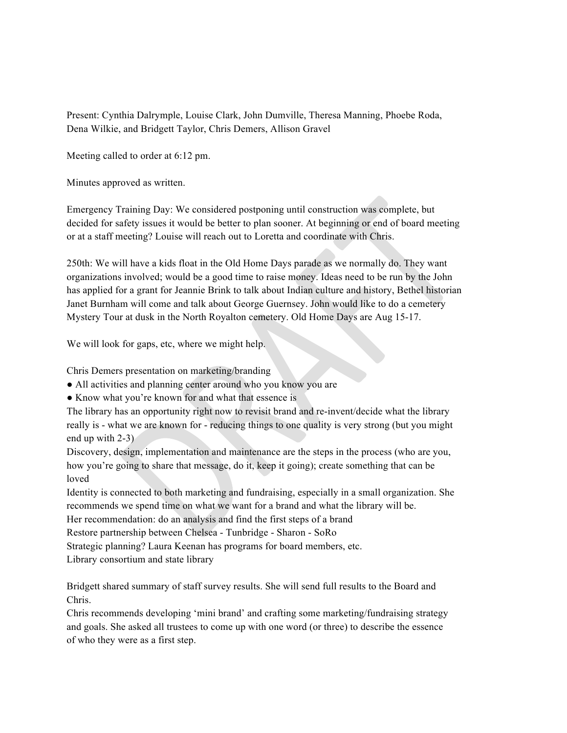Present: Cynthia Dalrymple, Louise Clark, John Dumville, Theresa Manning, Phoebe Roda, Dena Wilkie, and Bridgett Taylor, Chris Demers, Allison Gravel

Meeting called to order at 6:12 pm.

Minutes approved as written.

Emergency Training Day: We considered postponing until construction was complete, but decided for safety issues it would be better to plan sooner. At beginning or end of board meeting or at a staff meeting? Louise will reach out to Loretta and coordinate with Chris.

250th: We will have a kids float in the Old Home Days parade as we normally do. They want organizations involved; would be a good time to raise money. Ideas need to be run by the John has applied for a grant for Jeannie Brink to talk about Indian culture and history, Bethel historian Janet Burnham will come and talk about George Guernsey. John would like to do a cemetery Mystery Tour at dusk in the North Royalton cemetery. Old Home Days are Aug 15-17.

We will look for gaps, etc, where we might help.

Chris Demers presentation on marketing/branding

- All activities and planning center around who you know you are
- Know what you're known for and what that essence is

The library has an opportunity right now to revisit brand and re-invent/decide what the library really is - what we are known for - reducing things to one quality is very strong (but you might end up with 2-3)

Discovery, design, implementation and maintenance are the steps in the process (who are you, how you're going to share that message, do it, keep it going); create something that can be loved

Identity is connected to both marketing and fundraising, especially in a small organization. She recommends we spend time on what we want for a brand and what the library will be.

Her recommendation: do an analysis and find the first steps of a brand

Restore partnership between Chelsea - Tunbridge - Sharon - SoRo

Strategic planning? Laura Keenan has programs for board members, etc.

Library consortium and state library

Bridgett shared summary of staff survey results. She will send full results to the Board and Chris.

Chris recommends developing 'mini brand' and crafting some marketing/fundraising strategy and goals. She asked all trustees to come up with one word (or three) to describe the essence of who they were as a first step.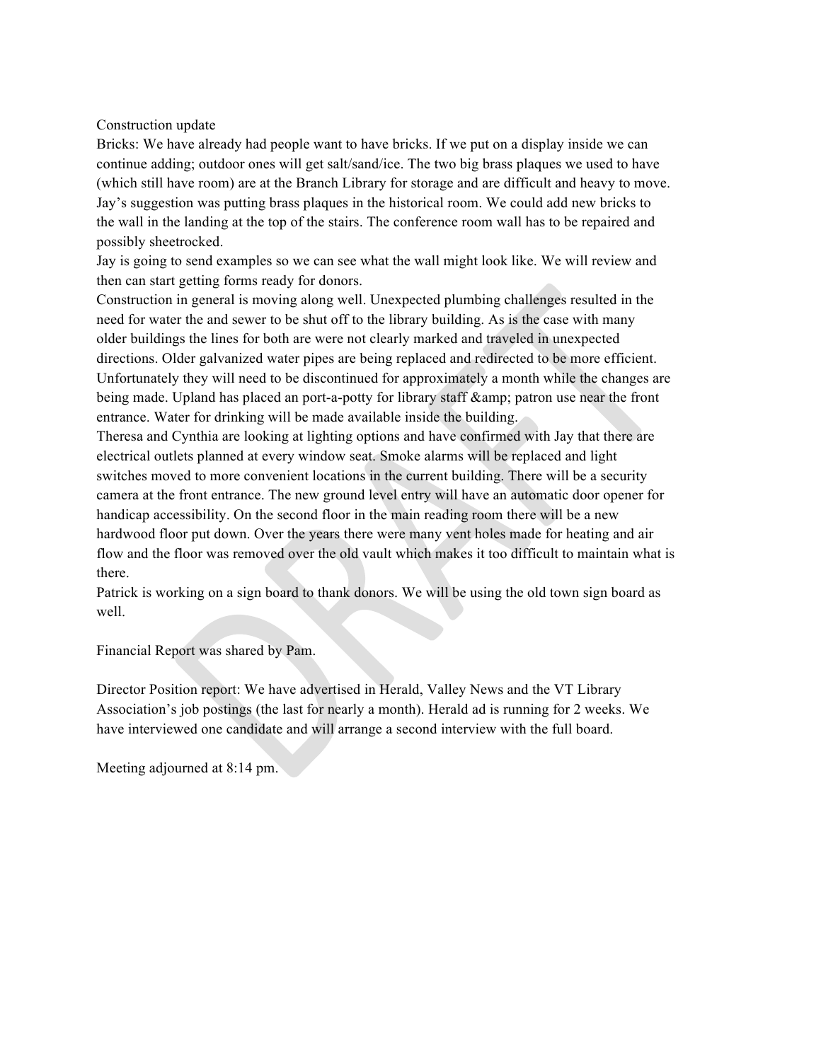Construction update

Bricks: We have already had people want to have bricks. If we put on a display inside we can continue adding; outdoor ones will get salt/sand/ice. The two big brass plaques we used to have (which still have room) are at the Branch Library for storage and are difficult and heavy to move. Jay's suggestion was putting brass plaques in the historical room. We could add new bricks to the wall in the landing at the top of the stairs. The conference room wall has to be repaired and possibly sheetrocked.

Jay is going to send examples so we can see what the wall might look like. We will review and then can start getting forms ready for donors.

Construction in general is moving along well. Unexpected plumbing challenges resulted in the need for water the and sewer to be shut off to the library building. As is the case with many older buildings the lines for both are were not clearly marked and traveled in unexpected directions. Older galvanized water pipes are being replaced and redirected to be more efficient. Unfortunately they will need to be discontinued for approximately a month while the changes are being made. Upland has placed an port-a-potty for library staff &amp; patron use near the front entrance. Water for drinking will be made available inside the building.

Theresa and Cynthia are looking at lighting options and have confirmed with Jay that there are electrical outlets planned at every window seat. Smoke alarms will be replaced and light switches moved to more convenient locations in the current building. There will be a security camera at the front entrance. The new ground level entry will have an automatic door opener for handicap accessibility. On the second floor in the main reading room there will be a new hardwood floor put down. Over the years there were many vent holes made for heating and air flow and the floor was removed over the old vault which makes it too difficult to maintain what is there.

Patrick is working on a sign board to thank donors. We will be using the old town sign board as well.

Financial Report was shared by Pam.

Director Position report: We have advertised in Herald, Valley News and the VT Library Association's job postings (the last for nearly a month). Herald ad is running for 2 weeks. We have interviewed one candidate and will arrange a second interview with the full board.

Meeting adjourned at 8:14 pm.